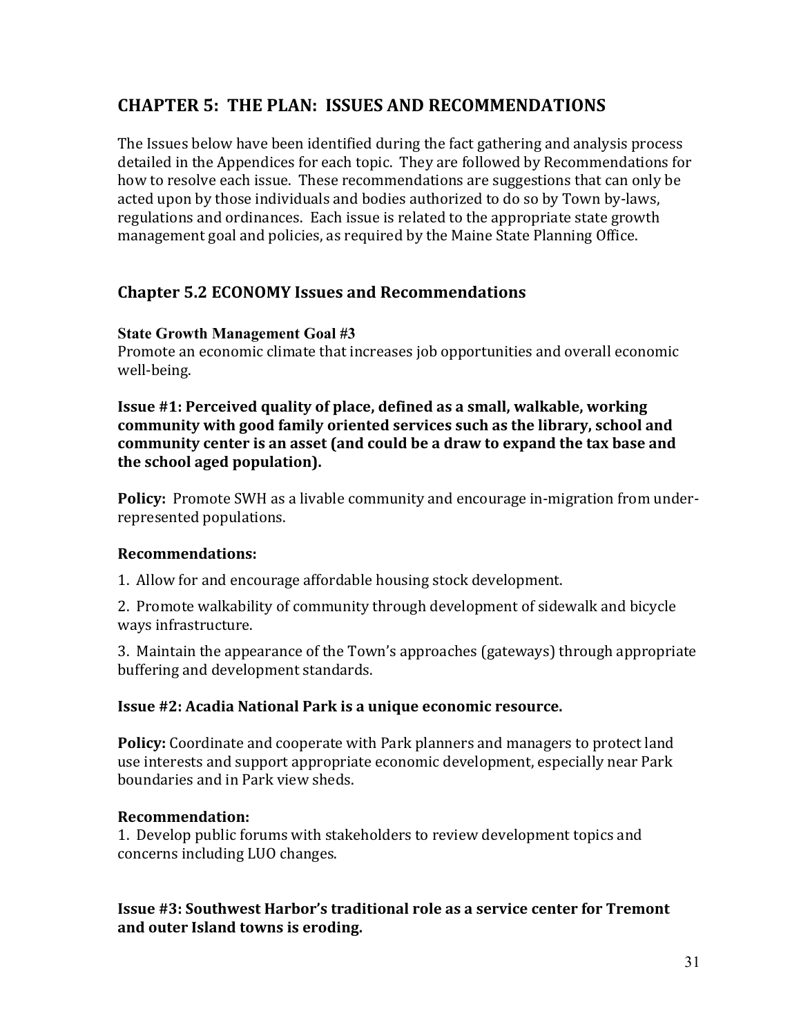# CHAPTER 5: THE PLAN: ISSUES AND RECOMMENDATIONS

The Issues below have been identified during the fact gathering and analysis process detailed in the Appendices for each topic. They are followed by Recommendations for how to resolve each issue. These recommendations are suggestions that can only be acted upon by those individuals and bodies authorized to do so by Town by-laws, regulations and ordinances. Each issue is related to the appropriate state growth management goal and policies, as required by the Maine State Planning Office.

## Chapter 5.2 ECONOMY Issues and Recommendations

**State Growth Management Goal #3**

Promote an economic climate that increases job opportunities and overall economic well-being.

**Issue #1: Perceived quality of place, defined as a small, walkable, working community with good family oriented services such as the library, school and community center is an asset (and could be a draw to expand the tax base and the school aged population).**

**Policy:** Promote SWH as a livable community and encourage in-migration from under-represented populations.

**Recommendations:**

1. Allow for and encourage affordable housing stock development.

2. Promote walkability of community through development of sidewalk and bicycle ways infrastructure.

3. Maintain the appearance of the Town's approaches (gateways) through appropriate buffering and development standards.

**Issue #2: Acadia National Park is a unique economic resource.**

**Policy:** Coordinate and cooperate with Park planners and managers to protect land use interests and support appropriate economic development, especially near Park boundaries and in Park view sheds.

**Recommendation:**

1. Develop public forums with stakeholders to review development topics and concerns including LUO changes.

**Issue #3: Southwest Harbor's traditional role as a service center for Tremont and outer Island towns is eroding.**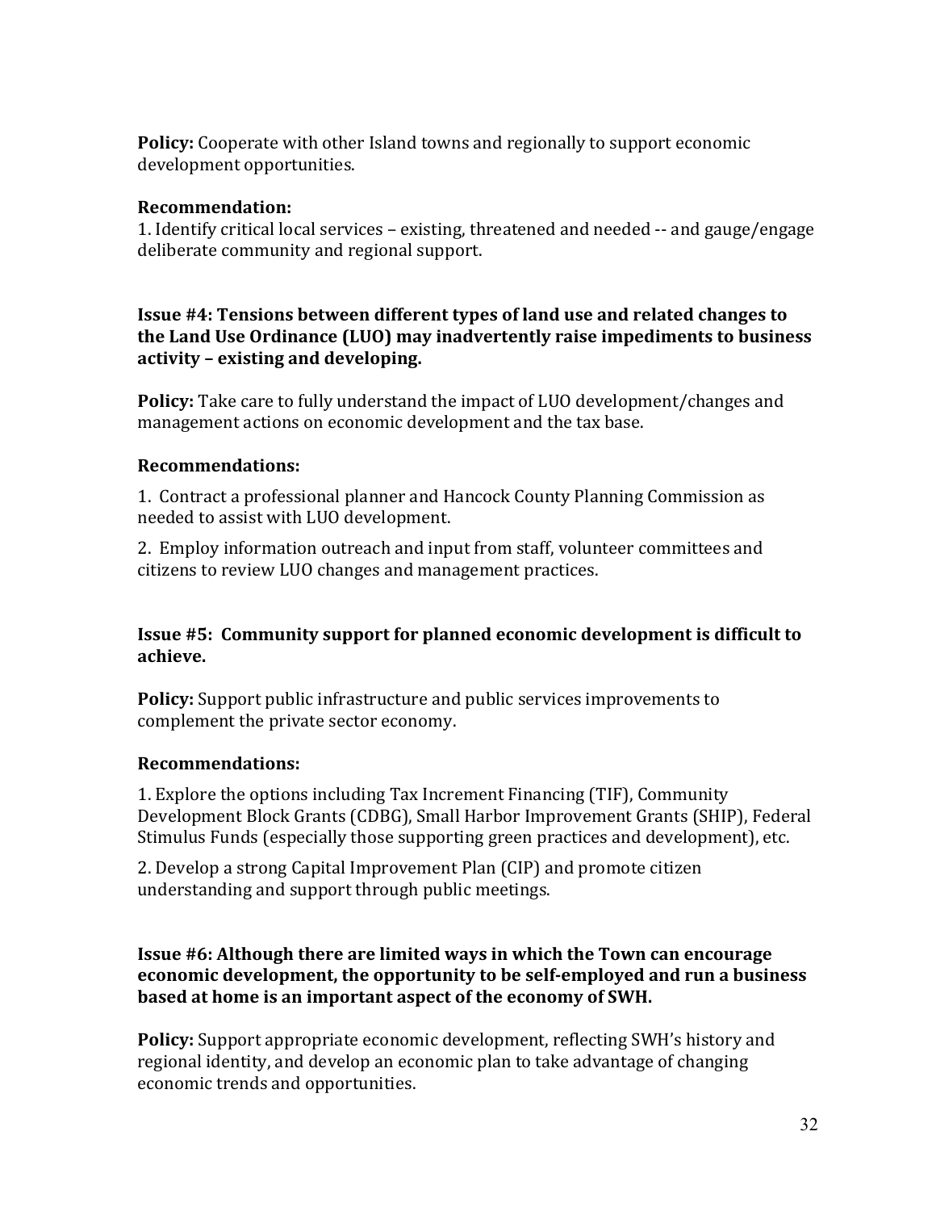**Policy:** Cooperate with other Island towns and regionally to support economic development opportunities.

**Recommendation:**

1. Identify critical local services – existing, threatened and needed -- and gauge/engage deliberate community and regional support.

**Issue #4: Tensions between different types of land use and related changes to the Land Use Ordinance (LUO) may inadvertently raise impediments to business activity – existing and developing.**

**Policy:** Take care to fully understand the impact of LUO development/changes and management actions on economic development and the tax base.

**Recommendations:**

1. Contract a professional planner and Hancock County Planning Commission as needed to assist with LUO development.

2. Employ information outreach and input from staff, volunteer committees and citizens to review LUO changes and management practices.

**Issue #5: Community support for planned economic development is difficult to achieve.**

**Policy:** Support public infrastructure and public services improvements to complement the private sector economy.

**Recommendations:**

1. Explore the options including Tax Increment Financing (TIF), Community Development Block Grants (CDBG), Small Harbor Improvement Grants (SHIP), Federal Stimulus Funds (especially those supporting green practices and development), etc.

2. Develop a strong Capital Improvement Plan (CIP) and promote citizen understanding and support through public meetings.

**Issue #6: Although there are limited ways in which the Town can encourage economic development, the opportunity to be self-employed and run a business based at home is an important aspect of the economy of SWH.**

**Policy:** Support appropriate economic development, reflecting SWH's history and regional identity, and develop an economic plan to take advantage of changing economic trends and opportunities.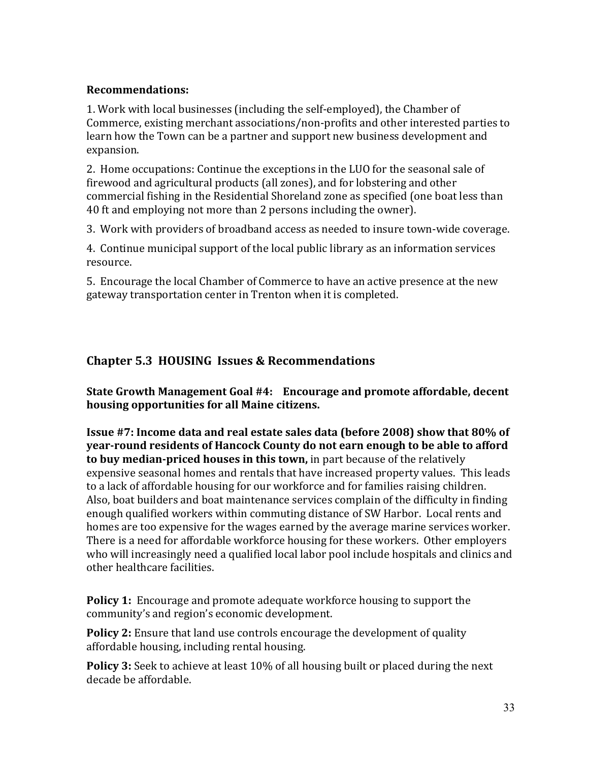**Recommendations:**

1. Work with local businesses (including the self-employed), the Chamber of Commerce, existing merchant associations/non-profits and other interested parties to learn how the Town can be a partner and support new business development and expansion.

2. Home occupations: Continue the exceptions in the LUO for the seasonal sale of firewood and agricultural products (all zones), and for lobstering and other commercial fishing in the Residential Shoreland zone as specified (one boat less than 40 ft and employing not more than 2 persons including the owner).

3. Work with providers of broadband access as needed to insure town-wide coverage.

4. Continue municipal support of the local public library as an information services resource.

5. Encourage the local Chamber of Commerce to have an active presence at the new gateway transportation center in Trenton when it is completed.

## Chapter 5.3 HOUSING Issues & Recommendations

**State Growth Management Goal #4: Encourage and promote affordable, decent housing opportunities for all Maine citizens.**

**Issue #7: Income data and real estate sales data (before 2008) show that 80% of year-round residents of Hancock County do not earn enough to be able to afford to buy median-priced houses in this town,** in part because of the relatively expensive seasonal homes and rentals that have increased property values. This leads to a lack of affordable housing for our workforce and for families raising children. Also, boat builders and boat maintenance services complain of the difficulty in finding enough qualified workers within commuting distance of SW Harbor. Local rents and homes are too expensive for the wages earned by the average marine services worker. There is a need for affordable workforce housing for these workers. Other employers who will increasingly need a qualified local labor pool include hospitals and clinics and other healthcare facilities.

**Policy 1:** Encourage and promote adequate workforce housing to support the community's and region's economic development.

**Policy 2:** Ensure that land use controls encourage the development of quality affordable housing, including rental housing.

**Policy 3:** Seek to achieve at least 10% of all housing built or placed during the next decade be affordable.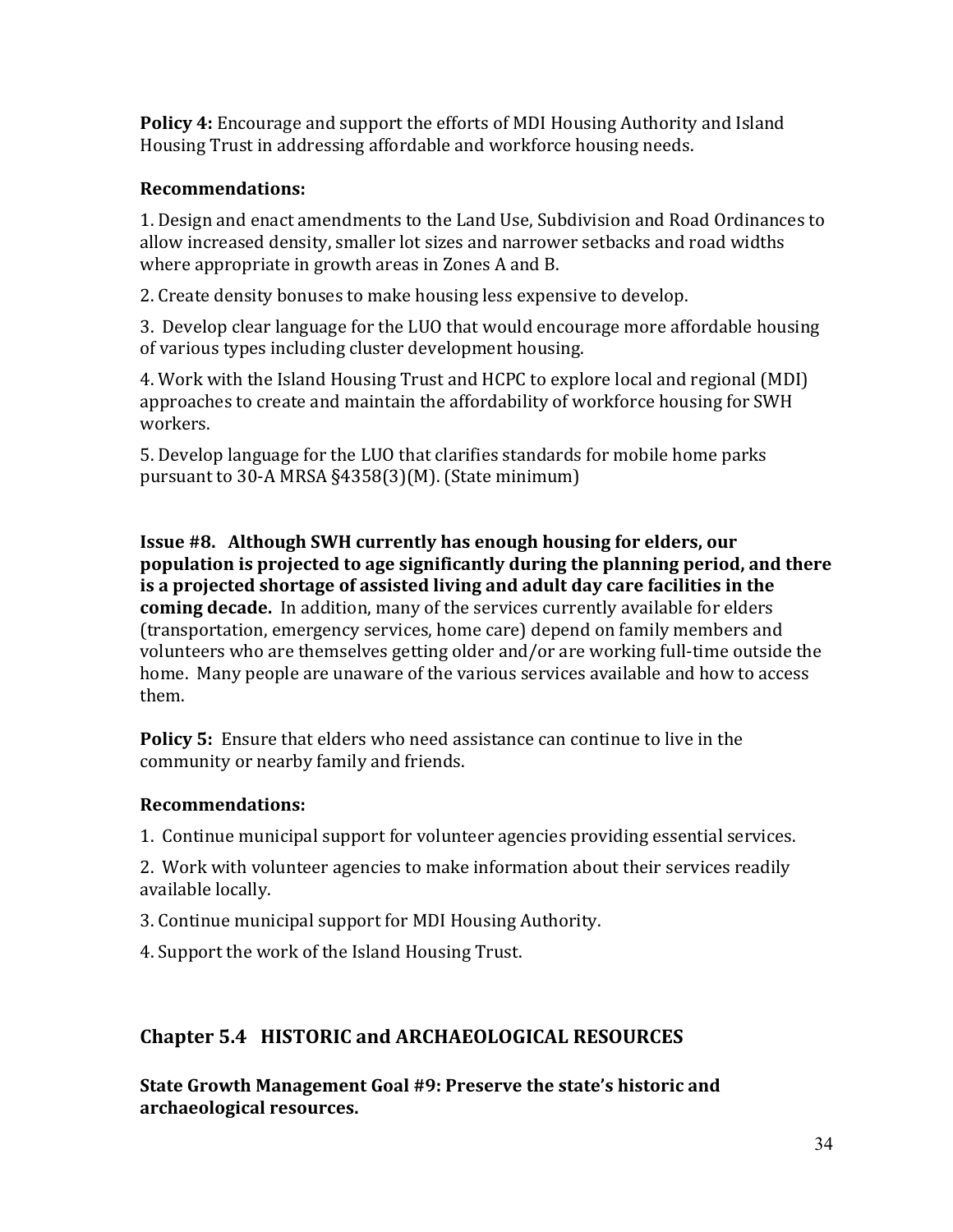**Policy 4:** Encourage and support the efforts of MDI Housing Authority and Island Housing Trust in addressing affordable and workforce housing needs.

**Recommendations:**

1. Design and enact amendments to the Land Use, Subdivision and Road Ordinances to allow increased density, smaller lot sizes and narrower setbacks and road widths where appropriate in growth areas in Zones A and B.

2. Create density bonuses to make housing less expensive to develop.

3. Develop clear language for the LUO that would encourage more affordable housing of various types including cluster development housing.

4. Work with the Island Housing Trust and HCPC to explore local and regional (MDI) approaches to create and maintain the affordability of workforce housing for SWH workers.

5. Develop language for the LUO that clarifies standards for mobile home parks pursuant to 30-A MRSA §4358(3)(M). (State minimum)

**Issue #8. Although SWH currently has enough housing for elders, our population is projected to age significantly during the planning period, and there is a projected shortage of assisted living and adult day care facilities in the coming decade.** In addition, many of the services currently available for elders (transportation, emergency services, home care) depend on family members and volunteers who are themselves getting older and/or are working full-time outside the home. Many people are unaware of the various services available and how to access them.

**Policy 5:** Ensure that elders who need assistance can continue to live in the community or nearby family and friends.

**Recommendations:**

1. Continue municipal support for volunteer agencies providing essential services.

2. Work with volunteer agencies to make information about their services readily available locally.

3. Continue municipal support for MDI Housing Authority.

4. Support the work of the Island Housing Trust.

## Chapter 5.4 HISTORIC and ARCHAEOLOGICAL RESOURCES

**State Growth Management Goal #9: Preserve the state's historic and archaeological resources.**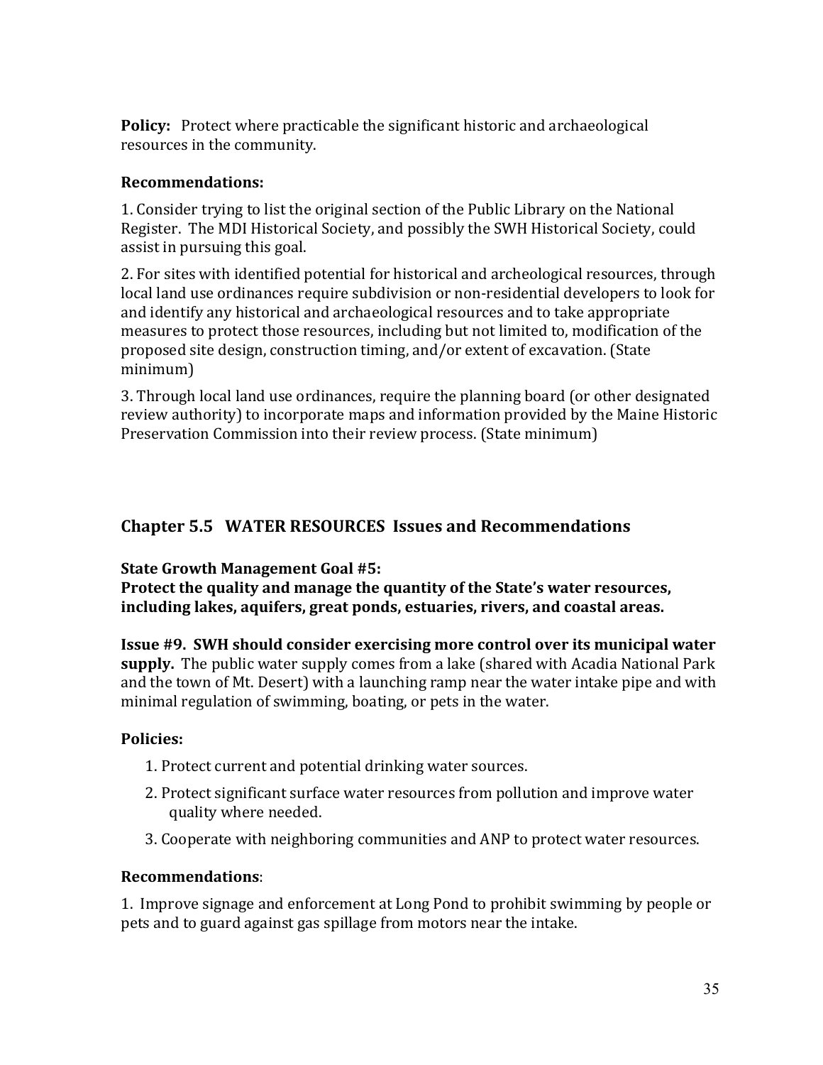**Policy:** Protect where practicable the significant historic and archaeological resources in the community.

**Recommendations:**

1. Consider trying to list the original section of the Public Library on the National Register. The MDI Historical Society, and possibly the SWH Historical Society, could assist in pursuing this goal.

2. For sites with identified potential for historical and archeological resources, through local land use ordinances require subdivision or non-residential developers to look for and identify any historical and archaeological resources and to take appropriate measures to protect those resources, including but not limited to, modification of the proposed site design, construction timing, and/or extent of excavation. (State minimum)

3. Through local land use ordinances, require the planning board (or other designated review authority) to incorporate maps and information provided by the Maine Historic Preservation Commission into their review process. (State minimum)

## Chapter 5.5 WATER RESOURCES Issues and Recommendations

**State Growth Management Goal #5:**
**Protect the quality and manage the quantity of the State's water resources, including lakes, aquifers, great ponds, estuaries, rivers, and coastal areas.**

**Issue #9. SWH should consider exercising more control over its municipal water supply.** The public water supply comes from a lake (shared with Acadia National Park and the town of Mt. Desert) with a launching ramp near the water intake pipe and with minimal regulation of swimming, boating, or pets in the water.

**Policies:**

1. Protect current and potential drinking water sources.
2. Protect significant surface water resources from pollution and improve water quality where needed.
3. Cooperate with neighboring communities and ANP to protect water resources.

**Recommendations**:

1. Improve signage and enforcement at Long Pond to prohibit swimming by people or pets and to guard against gas spillage from motors near the intake.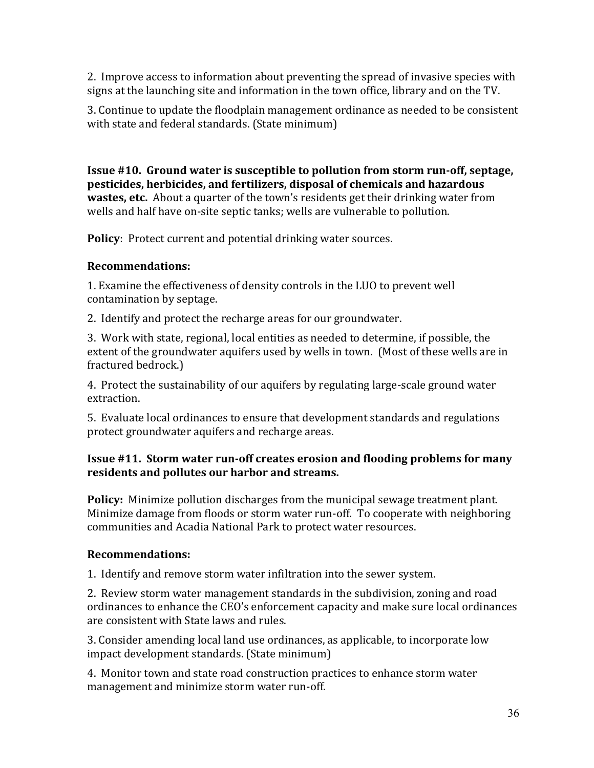2. Improve access to information about preventing the spread of invasive species with signs at the launching site and information in the town office, library and on the TV.

3. Continue to update the floodplain management ordinance as needed to be consistent with state and federal standards. (State minimum)

**Issue #10. Ground water is susceptible to pollution from storm run-off, septage, pesticides, herbicides, and fertilizers, disposal of chemicals and hazardous wastes, etc.** About a quarter of the town's residents get their drinking water from wells and half have on-site septic tanks; wells are vulnerable to pollution.

**Policy**: Protect current and potential drinking water sources.

**Recommendations:**

1. Examine the effectiveness of density controls in the LUO to prevent well contamination by septage.

2. Identify and protect the recharge areas for our groundwater.

3. Work with state, regional, local entities as needed to determine, if possible, the extent of the groundwater aquifers used by wells in town. (Most of these wells are in fractured bedrock.)

4. Protect the sustainability of our aquifers by regulating large-scale ground water extraction.

5. Evaluate local ordinances to ensure that development standards and regulations protect groundwater aquifers and recharge areas.

**Issue #11. Storm water run-off creates erosion and flooding problems for many residents and pollutes our harbor and streams.**

**Policy:** Minimize pollution discharges from the municipal sewage treatment plant. Minimize damage from floods or storm water run-off. To cooperate with neighboring communities and Acadia National Park to protect water resources.

**Recommendations:**

1. Identify and remove storm water infiltration into the sewer system.

2. Review storm water management standards in the subdivision, zoning and road ordinances to enhance the CEO's enforcement capacity and make sure local ordinances are consistent with State laws and rules.

3. Consider amending local land use ordinances, as applicable, to incorporate low impact development standards. (State minimum)

4. Monitor town and state road construction practices to enhance storm water management and minimize storm water run-off.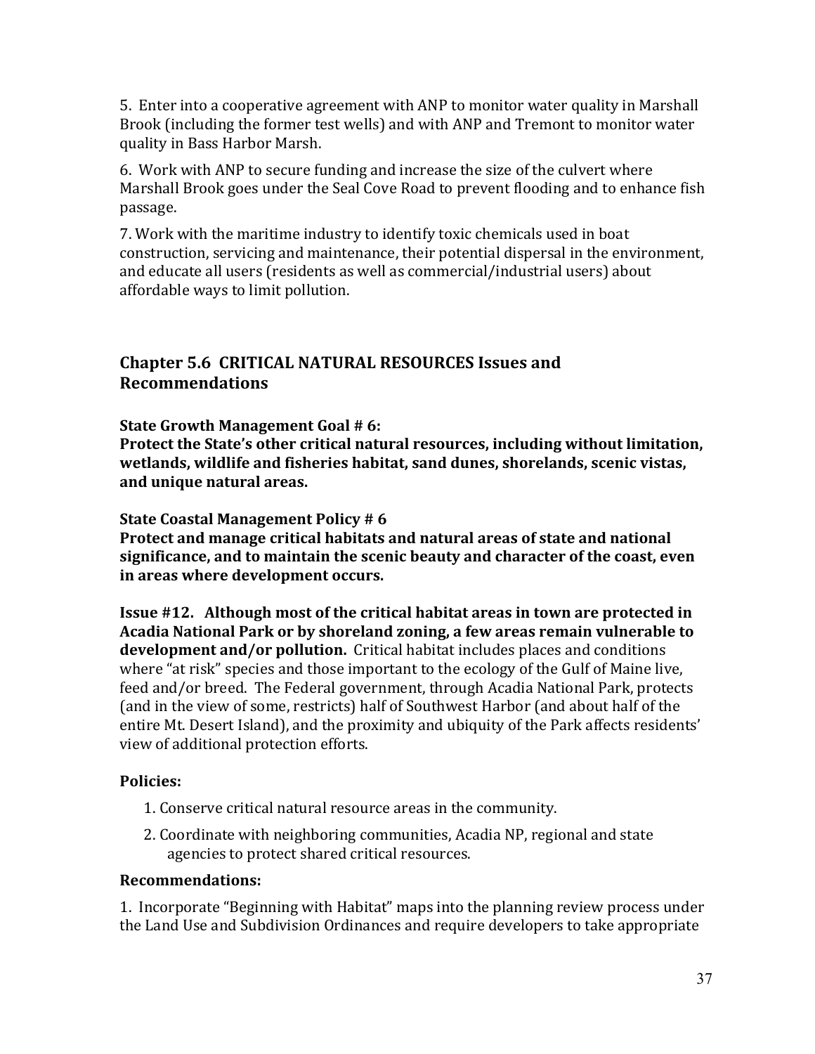5. Enter into a cooperative agreement with ANP to monitor water quality in Marshall Brook (including the former test wells) and with ANP and Tremont to monitor water quality in Bass Harbor Marsh.

6. Work with ANP to secure funding and increase the size of the culvert where Marshall Brook goes under the Seal Cove Road to prevent flooding and to enhance fish passage.

7. Work with the maritime industry to identify toxic chemicals used in boat construction, servicing and maintenance, their potential dispersal in the environment, and educate all users (residents as well as commercial/industrial users) about affordable ways to limit pollution.

## Chapter 5.6 CRITICAL NATURAL RESOURCES Issues and Recommendations

**State Growth Management Goal # 6:**
**Protect the State's other critical natural resources, including without limitation, wetlands, wildlife and fisheries habitat, sand dunes, shorelands, scenic vistas, and unique natural areas.**

**State Coastal Management Policy # 6**
**Protect and manage critical habitats and natural areas of state and national significance, and to maintain the scenic beauty and character of the coast, even in areas where development occurs.**

**Issue #12. Although most of the critical habitat areas in town are protected in Acadia National Park or by shoreland zoning, a few areas remain vulnerable to development and/or pollution.** Critical habitat includes places and conditions where "at risk" species and those important to the ecology of the Gulf of Maine live, feed and/or breed. The Federal government, through Acadia National Park, protects (and in the view of some, restricts) half of Southwest Harbor (and about half of the entire Mt. Desert Island), and the proximity and ubiquity of the Park affects residents' view of additional protection efforts.

### Policies:

1. Conserve critical natural resource areas in the community.
2. Coordinate with neighboring communities, Acadia NP, regional and state agencies to protect shared critical resources.

### Recommendations:

1. Incorporate "Beginning with Habitat" maps into the planning review process under the Land Use and Subdivision Ordinances and require developers to take appropriate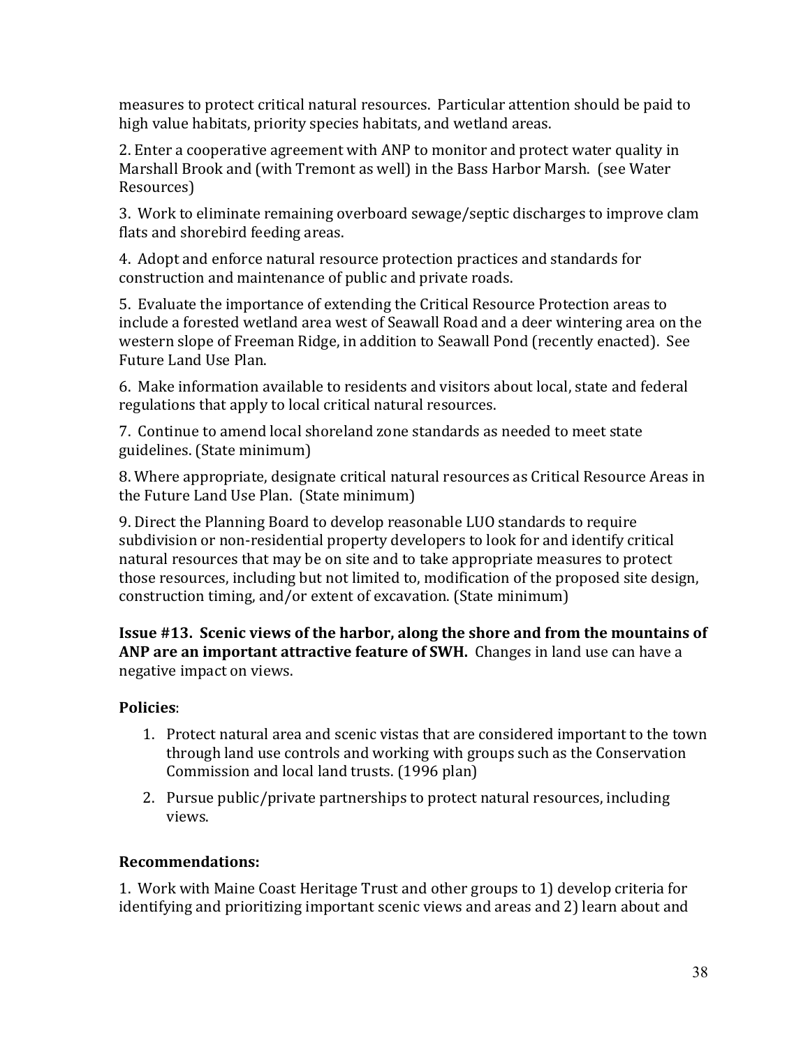measures to protect critical natural resources. Particular attention should be paid to high value habitats, priority species habitats, and wetland areas.

2. Enter a cooperative agreement with ANP to monitor and protect water quality in Marshall Brook and (with Tremont as well) in the Bass Harbor Marsh. (see Water Resources)

3. Work to eliminate remaining overboard sewage/septic discharges to improve clam flats and shorebird feeding areas.

4. Adopt and enforce natural resource protection practices and standards for construction and maintenance of public and private roads.

5. Evaluate the importance of extending the Critical Resource Protection areas to include a forested wetland area west of Seawall Road and a deer wintering area on the western slope of Freeman Ridge, in addition to Seawall Pond (recently enacted). See Future Land Use Plan.

6. Make information available to residents and visitors about local, state and federal regulations that apply to local critical natural resources.

7. Continue to amend local shoreland zone standards as needed to meet state guidelines. (State minimum)

8. Where appropriate, designate critical natural resources as Critical Resource Areas in the Future Land Use Plan. (State minimum)

9. Direct the Planning Board to develop reasonable LUO standards to require subdivision or non-residential property developers to look for and identify critical natural resources that may be on site and to take appropriate measures to protect those resources, including but not limited to, modification of the proposed site design, construction timing, and/or extent of excavation. (State minimum)

**Issue #13. Scenic views of the harbor, along the shore and from the mountains of ANP are an important attractive feature of SWH.** Changes in land use can have a negative impact on views.

**Policies**:

1. Protect natural area and scenic vistas that are considered important to the town through land use controls and working with groups such as the Conservation Commission and local land trusts. (1996 plan)
2. Pursue public/private partnerships to protect natural resources, including views.

**Recommendations:**

1. Work with Maine Coast Heritage Trust and other groups to 1) develop criteria for identifying and prioritizing important scenic views and areas and 2) learn about and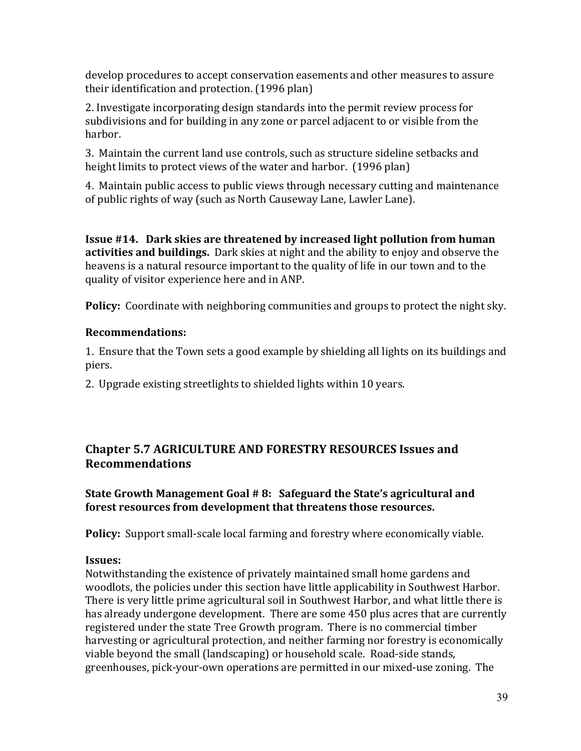develop procedures to accept conservation easements and other measures to assure their identification and protection. (1996 plan)

2. Investigate incorporating design standards into the permit review process for subdivisions and for building in any zone or parcel adjacent to or visible from the harbor.

3. Maintain the current land use controls, such as structure sideline setbacks and height limits to protect views of the water and harbor. (1996 plan)

4. Maintain public access to public views through necessary cutting and maintenance of public rights of way (such as North Causeway Lane, Lawler Lane).

**Issue #14. Dark skies are threatened by increased light pollution from human activities and buildings.** Dark skies at night and the ability to enjoy and observe the heavens is a natural resource important to the quality of life in our town and to the quality of visitor experience here and in ANP.

**Policy:** Coordinate with neighboring communities and groups to protect the night sky.

### Recommendations:

1. Ensure that the Town sets a good example by shielding all lights on its buildings and piers.

2. Upgrade existing streetlights to shielded lights within 10 years.

## Chapter 5.7 AGRICULTURE AND FORESTRY RESOURCES Issues and Recommendations

### State Growth Management Goal # 8: Safeguard the State's agricultural and forest resources from development that threatens those resources.

**Policy:** Support small-scale local farming and forestry where economically viable.

**Issues:**
Notwithstanding the existence of privately maintained small home gardens and woodlots, the policies under this section have little applicability in Southwest Harbor. There is very little prime agricultural soil in Southwest Harbor, and what little there is has already undergone development. There are some 450 plus acres that are currently registered under the state Tree Growth program. There is no commercial timber harvesting or agricultural protection, and neither farming nor forestry is economically viable beyond the small (landscaping) or household scale. Road-side stands, greenhouses, pick-your-own operations are permitted in our mixed-use zoning. The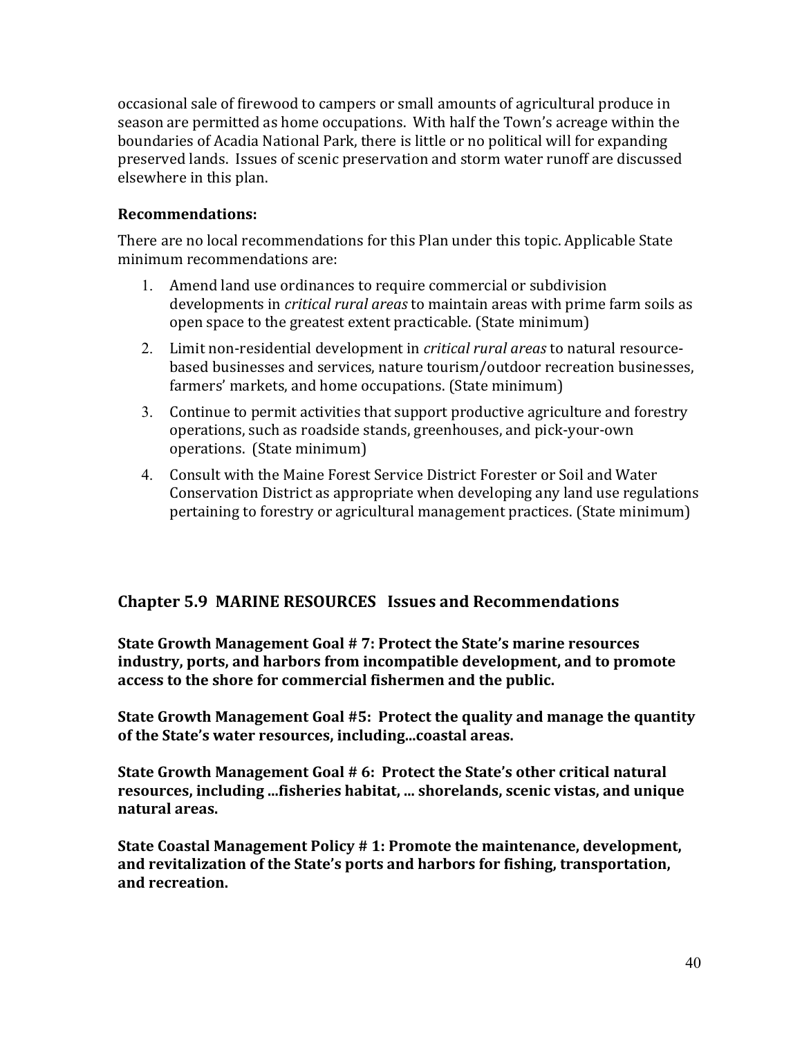occasional sale of firewood to campers or small amounts of agricultural produce in season are permitted as home occupations. With half the Town's acreage within the boundaries of Acadia National Park, there is little or no political will for expanding preserved lands. Issues of scenic preservation and storm water runoff are discussed elsewhere in this plan.

**Recommendations:**

There are no local recommendations for this Plan under this topic. Applicable State minimum recommendations are:

1. Amend land use ordinances to require commercial or subdivision developments in *critical rural areas* to maintain areas with prime farm soils as open space to the greatest extent practicable. (State minimum)
2. Limit non-residential development in *critical rural areas* to natural resource-based businesses and services, nature tourism/outdoor recreation businesses, farmers' markets, and home occupations. (State minimum)
3. Continue to permit activities that support productive agriculture and forestry operations, such as roadside stands, greenhouses, and pick-your-own operations. (State minimum)
4. Consult with the Maine Forest Service District Forester or Soil and Water Conservation District as appropriate when developing any land use regulations pertaining to forestry or agricultural management practices. (State minimum)

## Chapter 5.9 MARINE RESOURCES Issues and Recommendations

**State Growth Management Goal # 7: Protect the State's marine resources industry, ports, and harbors from incompatible development, and to promote access to the shore for commercial fishermen and the public.**

**State Growth Management Goal #5: Protect the quality and manage the quantity of the State's water resources, including...coastal areas.**

**State Growth Management Goal # 6: Protect the State's other critical natural resources, including ...fisheries habitat, ... shorelands, scenic vistas, and unique natural areas.**

**State Coastal Management Policy # 1: Promote the maintenance, development, and revitalization of the State's ports and harbors for fishing, transportation, and recreation.**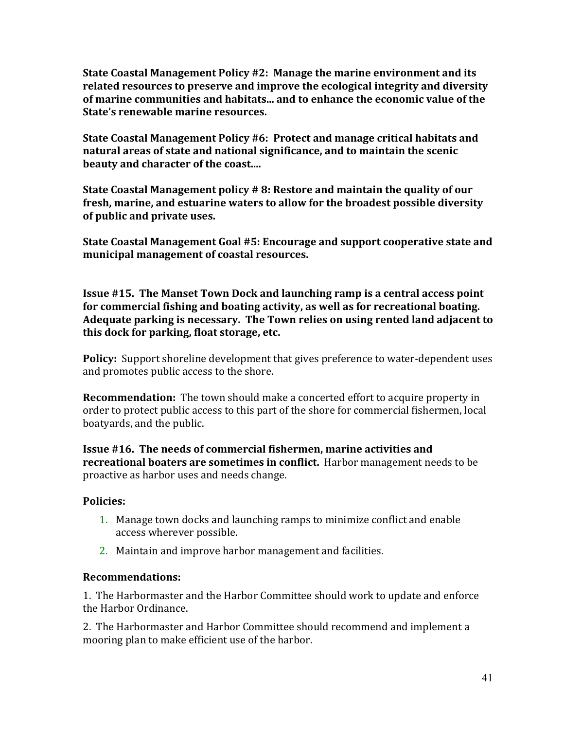**State Coastal Management Policy #2: Manage the marine environment and its related resources to preserve and improve the ecological integrity and diversity of marine communities and habitats... and to enhance the economic value of the State's renewable marine resources.**

**State Coastal Management Policy #6: Protect and manage critical habitats and natural areas of state and national significance, and to maintain the scenic beauty and character of the coast....**

**State Coastal Management policy # 8: Restore and maintain the quality of our fresh, marine, and estuarine waters to allow for the broadest possible diversity of public and private uses.**

**State Coastal Management Goal #5: Encourage and support cooperative state and municipal management of coastal resources.**

**Issue #15. The Manset Town Dock and launching ramp is a central access point for commercial fishing and boating activity, as well as for recreational boating. Adequate parking is necessary. The Town relies on using rented land adjacent to this dock for parking, float storage, etc.**

**Policy:** Support shoreline development that gives preference to water-dependent uses and promotes public access to the shore.

**Recommendation:** The town should make a concerted effort to acquire property in order to protect public access to this part of the shore for commercial fishermen, local boatyards, and the public.

**Issue #16. The needs of commercial fishermen, marine activities and recreational boaters are sometimes in conflict.** Harbor management needs to be proactive as harbor uses and needs change.

**Policies:**

1. Manage town docks and launching ramps to minimize conflict and enable access wherever possible.
2. Maintain and improve harbor management and facilities.

**Recommendations:**

1. The Harbormaster and the Harbor Committee should work to update and enforce the Harbor Ordinance.

2. The Harbormaster and Harbor Committee should recommend and implement a mooring plan to make efficient use of the harbor.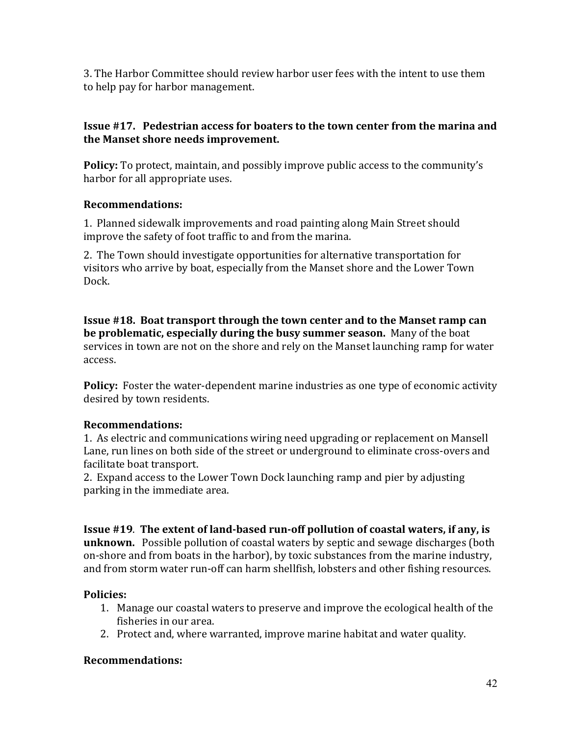3. The Harbor Committee should review harbor user fees with the intent to use them to help pay for harbor management.

**Issue #17. Pedestrian access for boaters to the town center from the marina and the Manset shore needs improvement.**

**Policy:** To protect, maintain, and possibly improve public access to the community's harbor for all appropriate uses.

**Recommendations:**

1. Planned sidewalk improvements and road painting along Main Street should improve the safety of foot traffic to and from the marina.

2. The Town should investigate opportunities for alternative transportation for visitors who arrive by boat, especially from the Manset shore and the Lower Town Dock.

**Issue #18. Boat transport through the town center and to the Manset ramp can be problematic, especially during the busy summer season.** Many of the boat services in town are not on the shore and rely on the Manset launching ramp for water access.

**Policy:** Foster the water-dependent marine industries as one type of economic activity desired by town residents.

**Recommendations:**

1. As electric and communications wiring need upgrading or replacement on Mansell Lane, run lines on both side of the street or underground to eliminate cross-overs and facilitate boat transport.
2. Expand access to the Lower Town Dock launching ramp and pier by adjusting parking in the immediate area.

**Issue #19**. **The extent of land-based run-off pollution of coastal waters, if any, is unknown.** Possible pollution of coastal waters by septic and sewage discharges (both on-shore and from boats in the harbor), by toxic substances from the marine industry, and from storm water run-off can harm shellfish, lobsters and other fishing resources.

**Policies:**

1. Manage our coastal waters to preserve and improve the ecological health of the fisheries in our area.
2. Protect and, where warranted, improve marine habitat and water quality.

**Recommendations:**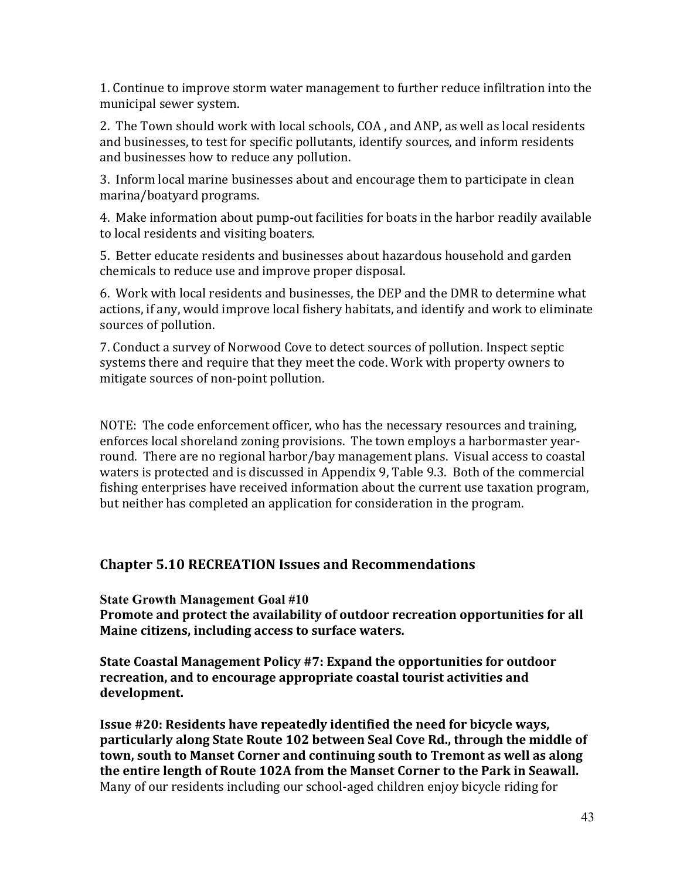1. Continue to improve storm water management to further reduce infiltration into the municipal sewer system.

2. The Town should work with local schools, COA , and ANP, as well as local residents and businesses, to test for specific pollutants, identify sources, and inform residents and businesses how to reduce any pollution.

3. Inform local marine businesses about and encourage them to participate in clean marina/boatyard programs.

4. Make information about pump-out facilities for boats in the harbor readily available to local residents and visiting boaters.

5. Better educate residents and businesses about hazardous household and garden chemicals to reduce use and improve proper disposal.

6. Work with local residents and businesses, the DEP and the DMR to determine what actions, if any, would improve local fishery habitats, and identify and work to eliminate sources of pollution.

7. Conduct a survey of Norwood Cove to detect sources of pollution. Inspect septic systems there and require that they meet the code. Work with property owners to mitigate sources of non-point pollution.

NOTE: The code enforcement officer, who has the necessary resources and training, enforces local shoreland zoning provisions. The town employs a harbormaster year-round. There are no regional harbor/bay management plans. Visual access to coastal waters is protected and is discussed in Appendix 9, Table 9.3. Both of the commercial fishing enterprises have received information about the current use taxation program, but neither has completed an application for consideration in the program.

## Chapter 5.10 RECREATION Issues and Recommendations

**State Growth Management Goal #10**
**Promote and protect the availability of outdoor recreation opportunities for all Maine citizens, including access to surface waters.**

**State Coastal Management Policy #7: Expand the opportunities for outdoor recreation, and to encourage appropriate coastal tourist activities and development.**

**Issue #20: Residents have repeatedly identified the need for bicycle ways, particularly along State Route 102 between Seal Cove Rd., through the middle of town, south to Manset Corner and continuing south to Tremont as well as along the entire length of Route 102A from the Manset Corner to the Park in Seawall.** Many of our residents including our school-aged children enjoy bicycle riding for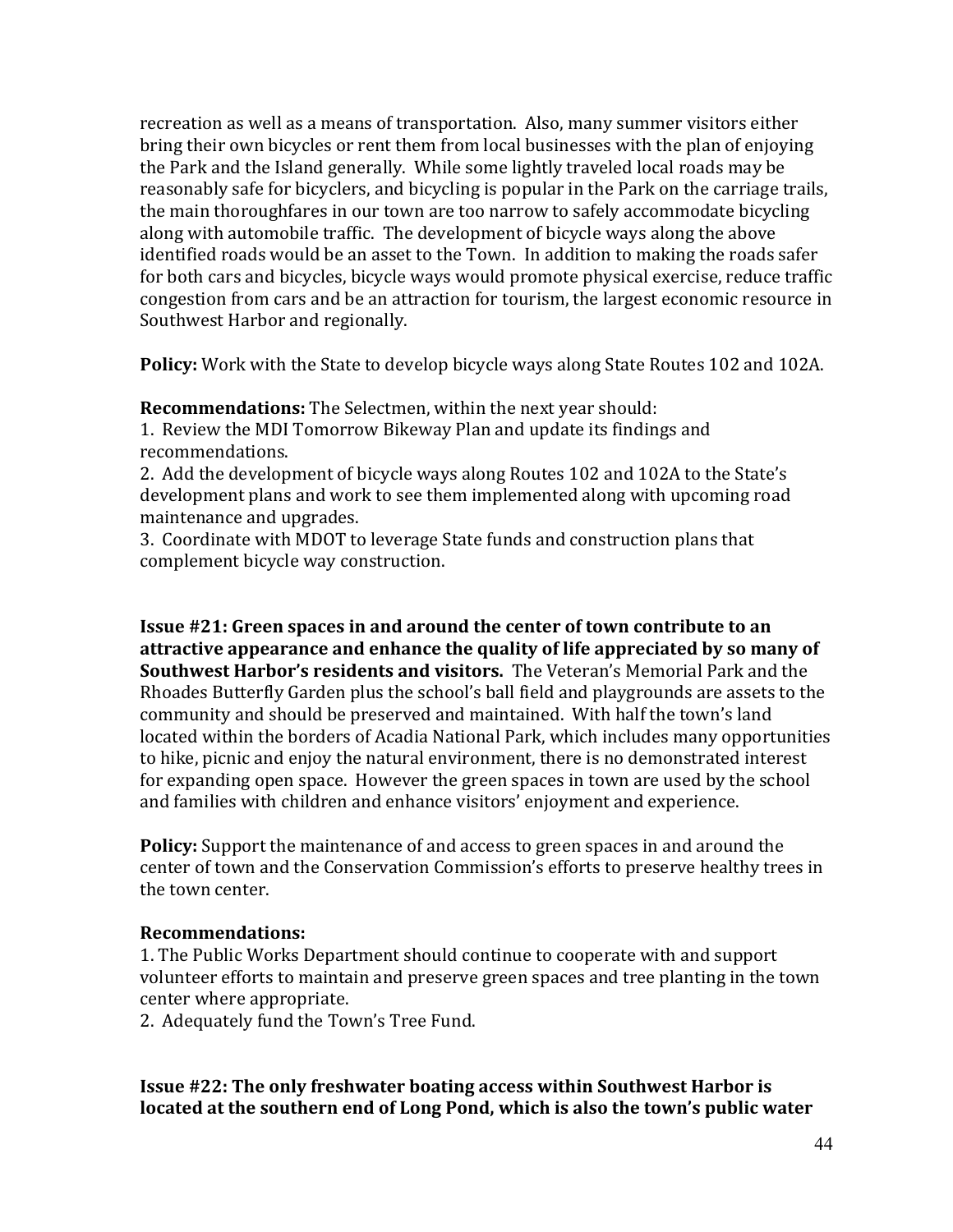recreation as well as a means of transportation. Also, many summer visitors either bring their own bicycles or rent them from local businesses with the plan of enjoying the Park and the Island generally. While some lightly traveled local roads may be reasonably safe for bicyclers, and bicycling is popular in the Park on the carriage trails, the main thoroughfares in our town are too narrow to safely accommodate bicycling along with automobile traffic. The development of bicycle ways along the above identified roads would be an asset to the Town. In addition to making the roads safer for both cars and bicycles, bicycle ways would promote physical exercise, reduce traffic congestion from cars and be an attraction for tourism, the largest economic resource in Southwest Harbor and regionally.

**Policy:** Work with the State to develop bicycle ways along State Routes 102 and 102A.

**Recommendations:** The Selectmen, within the next year should:
1. Review the MDI Tomorrow Bikeway Plan and update its findings and recommendations.
2. Add the development of bicycle ways along Routes 102 and 102A to the State's development plans and work to see them implemented along with upcoming road maintenance and upgrades.
3. Coordinate with MDOT to leverage State funds and construction plans that complement bicycle way construction.

**Issue #21: Green spaces in and around the center of town contribute to an attractive appearance and enhance the quality of life appreciated by so many of Southwest Harbor's residents and visitors.** The Veteran's Memorial Park and the Rhoades Butterfly Garden plus the school's ball field and playgrounds are assets to the community and should be preserved and maintained. With half the town's land located within the borders of Acadia National Park, which includes many opportunities to hike, picnic and enjoy the natural environment, there is no demonstrated interest for expanding open space. However the green spaces in town are used by the school and families with children and enhance visitors' enjoyment and experience.

**Policy:** Support the maintenance of and access to green spaces in and around the center of town and the Conservation Commission's efforts to preserve healthy trees in the town center.

**Recommendations:**
1. The Public Works Department should continue to cooperate with and support volunteer efforts to maintain and preserve green spaces and tree planting in the town center where appropriate.
2. Adequately fund the Town's Tree Fund.

**Issue #22: The only freshwater boating access within Southwest Harbor is located at the southern end of Long Pond, which is also the town's public water**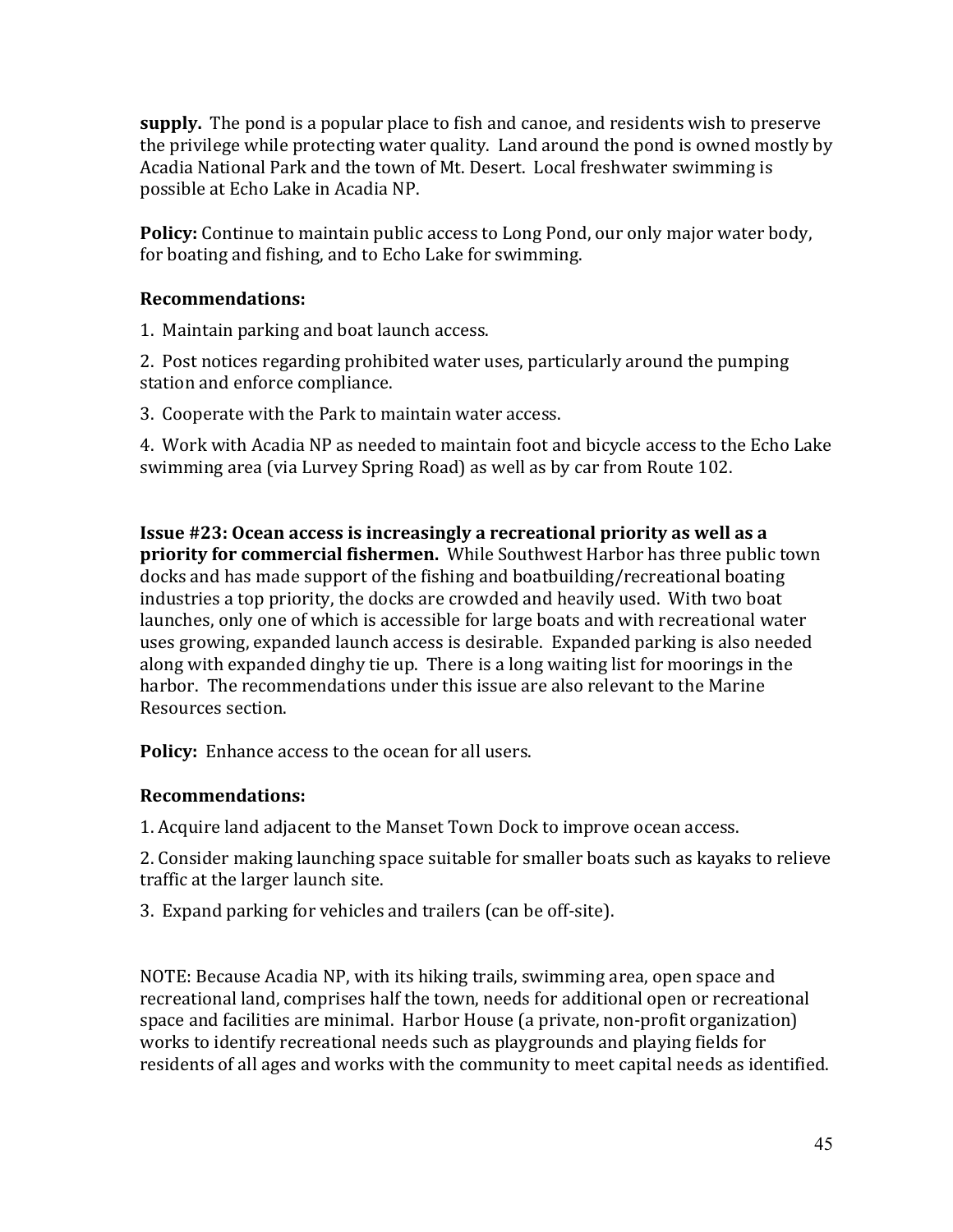**supply.** The pond is a popular place to fish and canoe, and residents wish to preserve the privilege while protecting water quality. Land around the pond is owned mostly by Acadia National Park and the town of Mt. Desert. Local freshwater swimming is possible at Echo Lake in Acadia NP.

**Policy:** Continue to maintain public access to Long Pond, our only major water body, for boating and fishing, and to Echo Lake for swimming.

**Recommendations:**

1. Maintain parking and boat launch access.

2. Post notices regarding prohibited water uses, particularly around the pumping station and enforce compliance.

3. Cooperate with the Park to maintain water access.

4. Work with Acadia NP as needed to maintain foot and bicycle access to the Echo Lake swimming area (via Lurvey Spring Road) as well as by car from Route 102.

**Issue #23: Ocean access is increasingly a recreational priority as well as a priority for commercial fishermen.** While Southwest Harbor has three public town docks and has made support of the fishing and boatbuilding/recreational boating industries a top priority, the docks are crowded and heavily used. With two boat launches, only one of which is accessible for large boats and with recreational water uses growing, expanded launch access is desirable. Expanded parking is also needed along with expanded dinghy tie up. There is a long waiting list for moorings in the harbor. The recommendations under this issue are also relevant to the Marine Resources section.

**Policy:** Enhance access to the ocean for all users.

**Recommendations:**

1. Acquire land adjacent to the Manset Town Dock to improve ocean access.

2. Consider making launching space suitable for smaller boats such as kayaks to relieve traffic at the larger launch site.

3. Expand parking for vehicles and trailers (can be off-site).

NOTE: Because Acadia NP, with its hiking trails, swimming area, open space and recreational land, comprises half the town, needs for additional open or recreational space and facilities are minimal. Harbor House (a private, non-profit organization) works to identify recreational needs such as playgrounds and playing fields for residents of all ages and works with the community to meet capital needs as identified.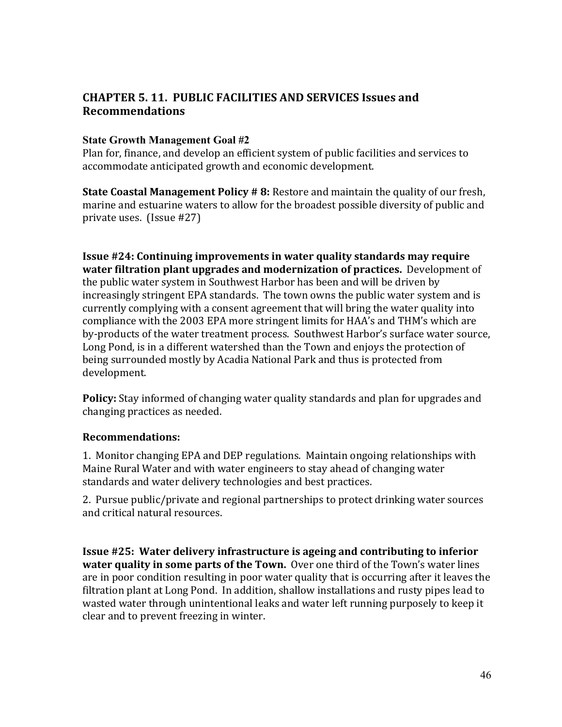## CHAPTER 5. 11. PUBLIC FACILITIES AND SERVICES Issues and Recommendations

**State Growth Management Goal #2**
Plan for, finance, and develop an efficient system of public facilities and services to accommodate anticipated growth and economic development.

**State Coastal Management Policy # 8:** Restore and maintain the quality of our fresh, marine and estuarine waters to allow for the broadest possible diversity of public and private uses. (Issue #27)

**Issue #24: Continuing improvements in water quality standards may require water filtration plant upgrades and modernization of practices.** Development of the public water system in Southwest Harbor has been and will be driven by increasingly stringent EPA standards. The town owns the public water system and is currently complying with a consent agreement that will bring the water quality into compliance with the 2003 EPA more stringent limits for HAA's and THM's which are by-products of the water treatment process. Southwest Harbor's surface water source, Long Pond, is in a different watershed than the Town and enjoys the protection of being surrounded mostly by Acadia National Park and thus is protected from development.

**Policy:** Stay informed of changing water quality standards and plan for upgrades and changing practices as needed.

**Recommendations:**

1. Monitor changing EPA and DEP regulations. Maintain ongoing relationships with Maine Rural Water and with water engineers to stay ahead of changing water standards and water delivery technologies and best practices.

2. Pursue public/private and regional partnerships to protect drinking water sources and critical natural resources.

**Issue #25: Water delivery infrastructure is ageing and contributing to inferior water quality in some parts of the Town.** Over one third of the Town's water lines are in poor condition resulting in poor water quality that is occurring after it leaves the filtration plant at Long Pond. In addition, shallow installations and rusty pipes lead to wasted water through unintentional leaks and water left running purposely to keep it clear and to prevent freezing in winter.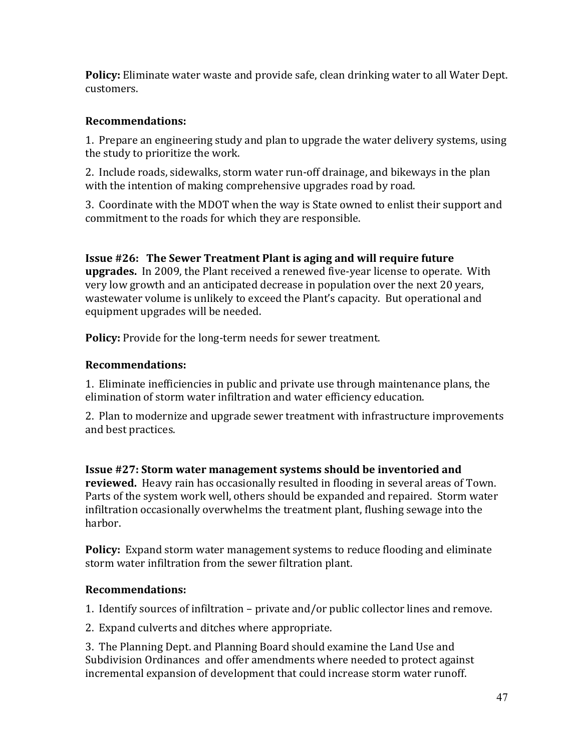**Policy:** Eliminate water waste and provide safe, clean drinking water to all Water Dept. customers.

**Recommendations:**

1. Prepare an engineering study and plan to upgrade the water delivery systems, using the study to prioritize the work.

2. Include roads, sidewalks, storm water run-off drainage, and bikeways in the plan with the intention of making comprehensive upgrades road by road.

3. Coordinate with the MDOT when the way is State owned to enlist their support and commitment to the roads for which they are responsible.

**Issue #26: The Sewer Treatment Plant is aging and will require future upgrades.** In 2009, the Plant received a renewed five-year license to operate. With very low growth and an anticipated decrease in population over the next 20 years, wastewater volume is unlikely to exceed the Plant's capacity. But operational and equipment upgrades will be needed.

**Policy:** Provide for the long-term needs for sewer treatment.

**Recommendations:**

1. Eliminate inefficiencies in public and private use through maintenance plans, the elimination of storm water infiltration and water efficiency education.

2. Plan to modernize and upgrade sewer treatment with infrastructure improvements and best practices.

**Issue #27: Storm water management systems should be inventoried and reviewed.** Heavy rain has occasionally resulted in flooding in several areas of Town. Parts of the system work well, others should be expanded and repaired. Storm water infiltration occasionally overwhelms the treatment plant, flushing sewage into the harbor.

**Policy:** Expand storm water management systems to reduce flooding and eliminate storm water infiltration from the sewer filtration plant.

**Recommendations:**

1. Identify sources of infiltration – private and/or public collector lines and remove.

2. Expand culverts and ditches where appropriate.

3. The Planning Dept. and Planning Board should examine the Land Use and Subdivision Ordinances and offer amendments where needed to protect against incremental expansion of development that could increase storm water runoff.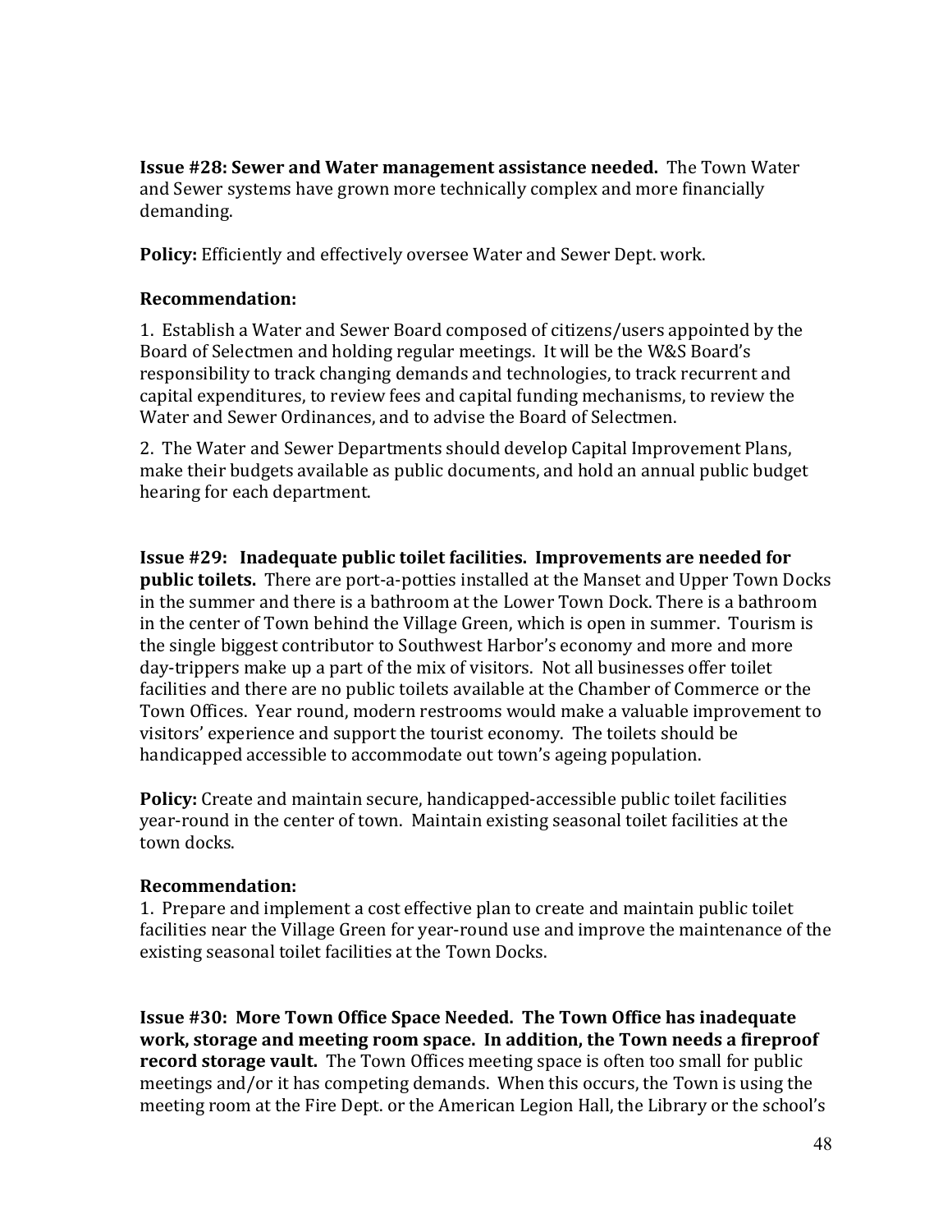**Issue #28: Sewer and Water management assistance needed.** The Town Water and Sewer systems have grown more technically complex and more financially demanding.

**Policy:** Efficiently and effectively oversee Water and Sewer Dept. work.

**Recommendation:**

1. Establish a Water and Sewer Board composed of citizens/users appointed by the Board of Selectmen and holding regular meetings. It will be the W&S Board's responsibility to track changing demands and technologies, to track recurrent and capital expenditures, to review fees and capital funding mechanisms, to review the Water and Sewer Ordinances, and to advise the Board of Selectmen.

2. The Water and Sewer Departments should develop Capital Improvement Plans, make their budgets available as public documents, and hold an annual public budget hearing for each department.

**Issue #29: Inadequate public toilet facilities. Improvements are needed for public toilets.** There are port-a-potties installed at the Manset and Upper Town Docks in the summer and there is a bathroom at the Lower Town Dock. There is a bathroom in the center of Town behind the Village Green, which is open in summer. Tourism is the single biggest contributor to Southwest Harbor's economy and more and more day-trippers make up a part of the mix of visitors. Not all businesses offer toilet facilities and there are no public toilets available at the Chamber of Commerce or the Town Offices. Year round, modern restrooms would make a valuable improvement to visitors' experience and support the tourist economy. The toilets should be handicapped accessible to accommodate out town's ageing population.

**Policy:** Create and maintain secure, handicapped-accessible public toilet facilities year-round in the center of town. Maintain existing seasonal toilet facilities at the town docks.

**Recommendation:**

1. Prepare and implement a cost effective plan to create and maintain public toilet facilities near the Village Green for year-round use and improve the maintenance of the existing seasonal toilet facilities at the Town Docks.

**Issue #30: More Town Office Space Needed. The Town Office has inadequate work, storage and meeting room space. In addition, the Town needs a fireproof record storage vault.** The Town Offices meeting space is often too small for public meetings and/or it has competing demands. When this occurs, the Town is using the meeting room at the Fire Dept. or the American Legion Hall, the Library or the school's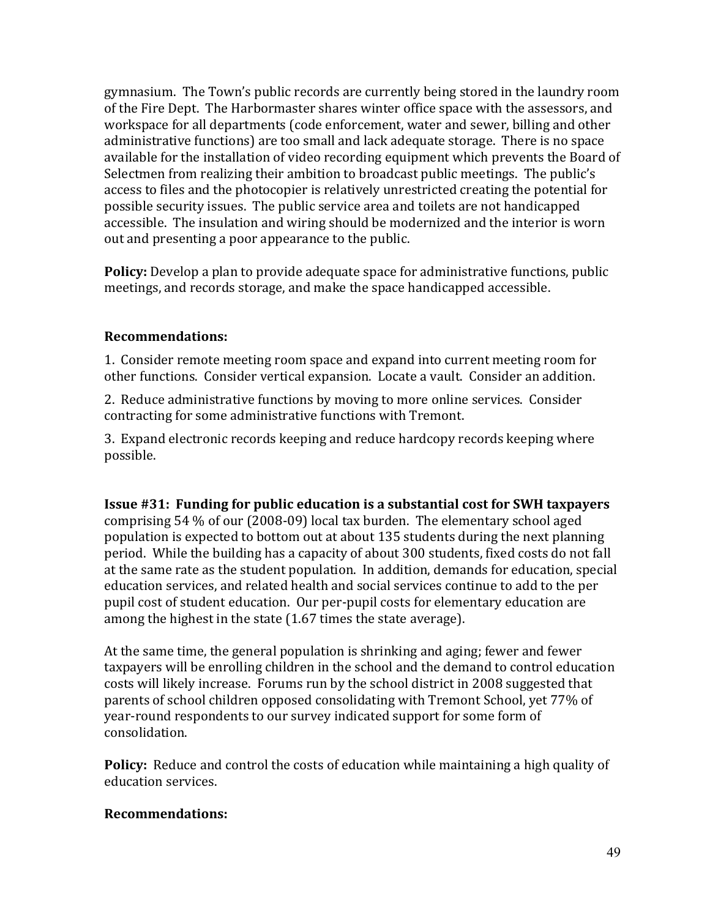gymnasium. The Town's public records are currently being stored in the laundry room of the Fire Dept. The Harbormaster shares winter office space with the assessors, and workspace for all departments (code enforcement, water and sewer, billing and other administrative functions) are too small and lack adequate storage. There is no space available for the installation of video recording equipment which prevents the Board of Selectmen from realizing their ambition to broadcast public meetings. The public's access to files and the photocopier is relatively unrestricted creating the potential for possible security issues. The public service area and toilets are not handicapped accessible. The insulation and wiring should be modernized and the interior is worn out and presenting a poor appearance to the public.

**Policy:** Develop a plan to provide adequate space for administrative functions, public meetings, and records storage, and make the space handicapped accessible.

**Recommendations:**

1. Consider remote meeting room space and expand into current meeting room for other functions. Consider vertical expansion. Locate a vault. Consider an addition.

2. Reduce administrative functions by moving to more online services. Consider contracting for some administrative functions with Tremont.

3. Expand electronic records keeping and reduce hardcopy records keeping where possible.

**Issue #31: Funding for public education is a substantial cost for SWH taxpayers** comprising 54 % of our (2008-09) local tax burden. The elementary school aged population is expected to bottom out at about 135 students during the next planning period. While the building has a capacity of about 300 students, fixed costs do not fall at the same rate as the student population. In addition, demands for education, special education services, and related health and social services continue to add to the per pupil cost of student education. Our per-pupil costs for elementary education are among the highest in the state (1.67 times the state average).

At the same time, the general population is shrinking and aging; fewer and fewer taxpayers will be enrolling children in the school and the demand to control education costs will likely increase. Forums run by the school district in 2008 suggested that parents of school children opposed consolidating with Tremont School, yet 77% of year-round respondents to our survey indicated support for some form of consolidation.

**Policy:** Reduce and control the costs of education while maintaining a high quality of education services.

**Recommendations:**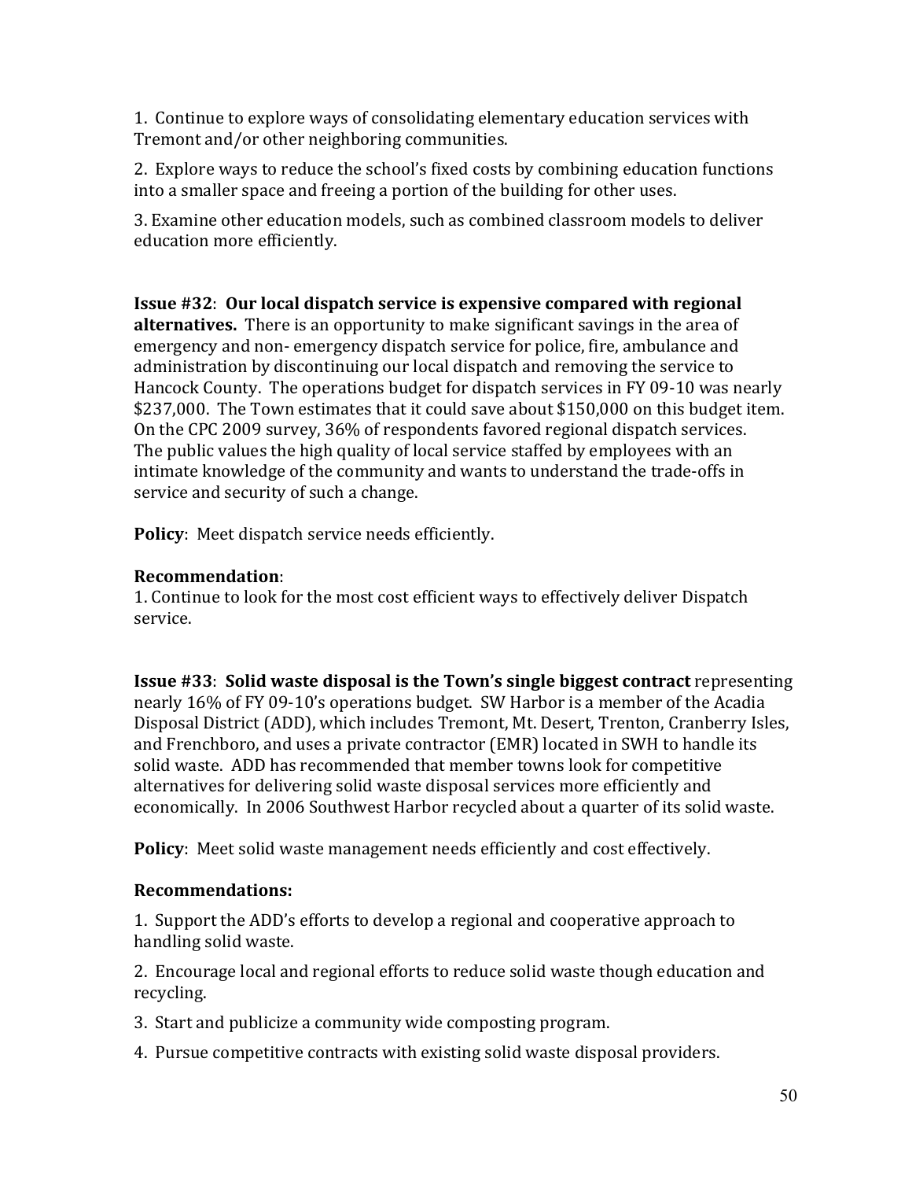1. Continue to explore ways of consolidating elementary education services with Tremont and/or other neighboring communities.

2. Explore ways to reduce the school's fixed costs by combining education functions into a smaller space and freeing a portion of the building for other uses.

3. Examine other education models, such as combined classroom models to deliver education more efficiently.

**Issue #32**: **Our local dispatch service is expensive compared with regional alternatives.** There is an opportunity to make significant savings in the area of emergency and non- emergency dispatch service for police, fire, ambulance and administration by discontinuing our local dispatch and removing the service to Hancock County. The operations budget for dispatch services in FY 09-10 was nearly \$237,000. The Town estimates that it could save about \$150,000 on this budget item. On the CPC 2009 survey, 36% of respondents favored regional dispatch services. The public values the high quality of local service staffed by employees with an intimate knowledge of the community and wants to understand the trade-offs in service and security of such a change.

**Policy**: Meet dispatch service needs efficiently.

**Recommendation**:

1. Continue to look for the most cost efficient ways to effectively deliver Dispatch service.

**Issue #33**: **Solid waste disposal is the Town's single biggest contract** representing nearly 16% of FY 09-10's operations budget. SW Harbor is a member of the Acadia Disposal District (ADD), which includes Tremont, Mt. Desert, Trenton, Cranberry Isles, and Frenchboro, and uses a private contractor (EMR) located in SWH to handle its solid waste. ADD has recommended that member towns look for competitive alternatives for delivering solid waste disposal services more efficiently and economically. In 2006 Southwest Harbor recycled about a quarter of its solid waste.

**Policy**: Meet solid waste management needs efficiently and cost effectively.

**Recommendations:**

1. Support the ADD's efforts to develop a regional and cooperative approach to handling solid waste.

2. Encourage local and regional efforts to reduce solid waste though education and recycling.

3. Start and publicize a community wide composting program.

4. Pursue competitive contracts with existing solid waste disposal providers.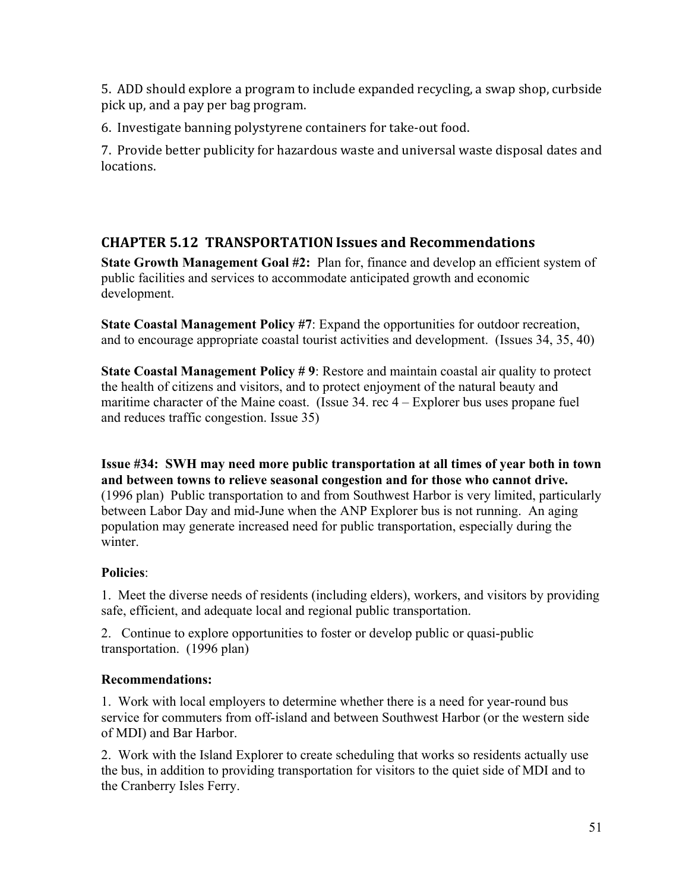5. ADD should explore a program to include expanded recycling, a swap shop, curbside pick up, and a pay per bag program.

6. Investigate banning polystyrene containers for take-out food.

7. Provide better publicity for hazardous waste and universal waste disposal dates and locations.

## CHAPTER 5.12 TRANSPORTATION Issues and Recommendations

**State Growth Management Goal #2:** Plan for, finance and develop an efficient system of public facilities and services to accommodate anticipated growth and economic development.

**State Coastal Management Policy #7**: Expand the opportunities for outdoor recreation, and to encourage appropriate coastal tourist activities and development. (Issues 34, 35, 40)

**State Coastal Management Policy # 9**: Restore and maintain coastal air quality to protect the health of citizens and visitors, and to protect enjoyment of the natural beauty and maritime character of the Maine coast. (Issue 34. rec 4 – Explorer bus uses propane fuel and reduces traffic congestion. Issue 35)

**Issue #34: SWH may need more public transportation at all times of year both in town and between towns to relieve seasonal congestion and for those who cannot drive.** (1996 plan) Public transportation to and from Southwest Harbor is very limited, particularly between Labor Day and mid-June when the ANP Explorer bus is not running. An aging population may generate increased need for public transportation, especially during the winter.

**Policies**:

1. Meet the diverse needs of residents (including elders), workers, and visitors by providing safe, efficient, and adequate local and regional public transportation.

2. Continue to explore opportunities to foster or develop public or quasi-public transportation. (1996 plan)

**Recommendations:**

1. Work with local employers to determine whether there is a need for year-round bus service for commuters from off-island and between Southwest Harbor (or the western side of MDI) and Bar Harbor.

2. Work with the Island Explorer to create scheduling that works so residents actually use the bus, in addition to providing transportation for visitors to the quiet side of MDI and to the Cranberry Isles Ferry.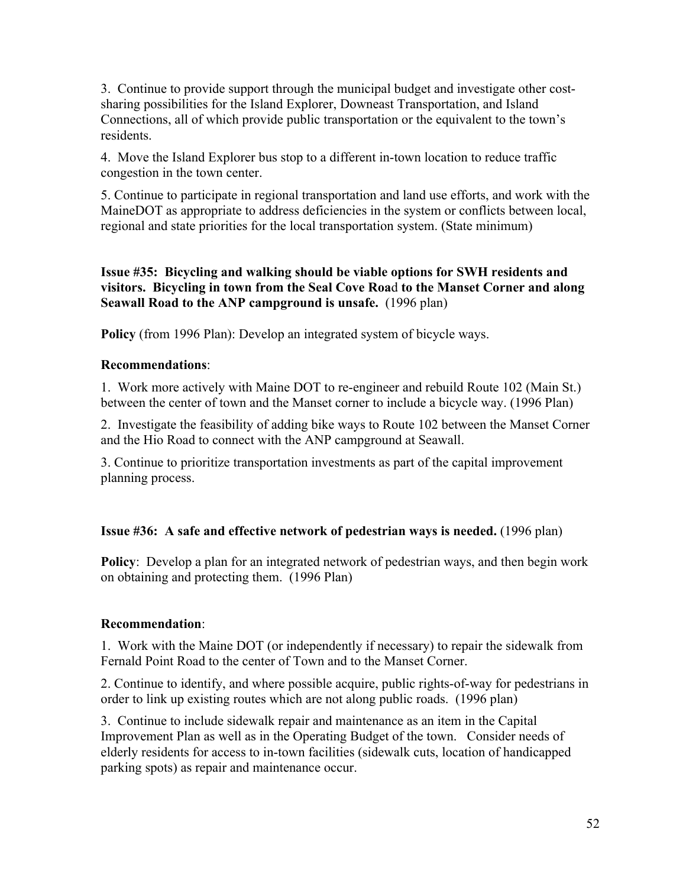3. Continue to provide support through the municipal budget and investigate other cost-sharing possibilities for the Island Explorer, Downeast Transportation, and Island Connections, all of which provide public transportation or the equivalent to the town's residents.

4. Move the Island Explorer bus stop to a different in-town location to reduce traffic congestion in the town center.

5. Continue to participate in regional transportation and land use efforts, and work with the MaineDOT as appropriate to address deficiencies in the system or conflicts between local, regional and state priorities for the local transportation system. (State minimum)

**Issue #35: Bicycling and walking should be viable options for SWH residents and visitors. Bicycling in town from the Seal Cove Road to the Manset Corner and along Seawall Road to the ANP campground is unsafe.** (1996 plan)

**Policy** (from 1996 Plan): Develop an integrated system of bicycle ways.

**Recommendations**:

1. Work more actively with Maine DOT to re-engineer and rebuild Route 102 (Main St.) between the center of town and the Manset corner to include a bicycle way. (1996 Plan)

2. Investigate the feasibility of adding bike ways to Route 102 between the Manset Corner and the Hio Road to connect with the ANP campground at Seawall.

3. Continue to prioritize transportation investments as part of the capital improvement planning process.

**Issue #36: A safe and effective network of pedestrian ways is needed.** (1996 plan)

**Policy**: Develop a plan for an integrated network of pedestrian ways, and then begin work on obtaining and protecting them. (1996 Plan)

**Recommendation**:

1. Work with the Maine DOT (or independently if necessary) to repair the sidewalk from Fernald Point Road to the center of Town and to the Manset Corner.

2. Continue to identify, and where possible acquire, public rights-of-way for pedestrians in order to link up existing routes which are not along public roads. (1996 plan)

3. Continue to include sidewalk repair and maintenance as an item in the Capital Improvement Plan as well as in the Operating Budget of the town. Consider needs of elderly residents for access to in-town facilities (sidewalk cuts, location of handicapped parking spots) as repair and maintenance occur.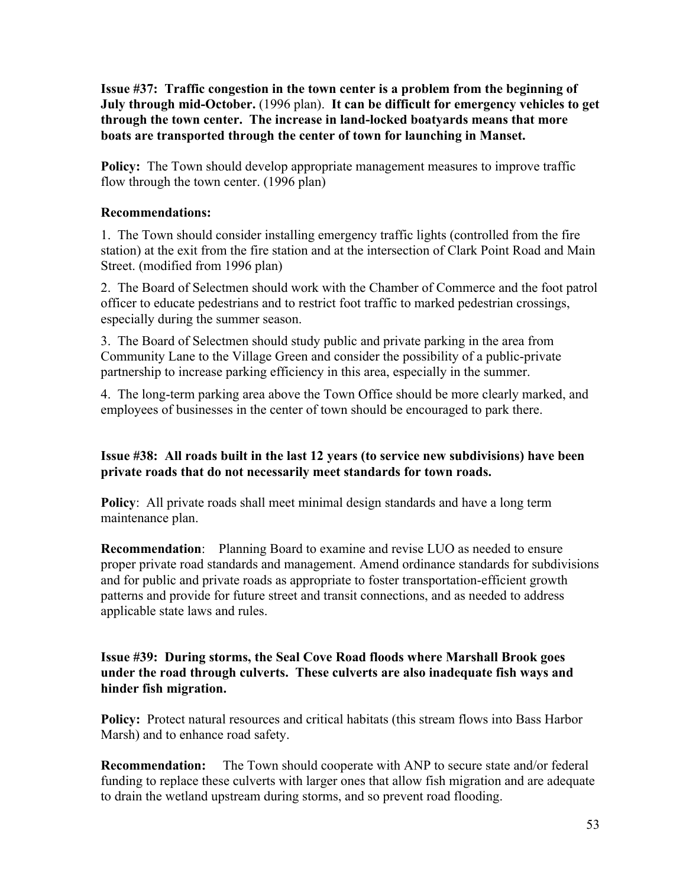**Issue #37: Traffic congestion in the town center is a problem from the beginning of July through mid-October.** (1996 plan). **It can be difficult for emergency vehicles to get through the town center. The increase in land-locked boatyards means that more boats are transported through the center of town for launching in Manset.**

**Policy:** The Town should develop appropriate management measures to improve traffic flow through the town center. (1996 plan)

**Recommendations:**

1. The Town should consider installing emergency traffic lights (controlled from the fire station) at the exit from the fire station and at the intersection of Clark Point Road and Main Street. (modified from 1996 plan)

2. The Board of Selectmen should work with the Chamber of Commerce and the foot patrol officer to educate pedestrians and to restrict foot traffic to marked pedestrian crossings, especially during the summer season.

3. The Board of Selectmen should study public and private parking in the area from Community Lane to the Village Green and consider the possibility of a public-private partnership to increase parking efficiency in this area, especially in the summer.

4. The long-term parking area above the Town Office should be more clearly marked, and employees of businesses in the center of town should be encouraged to park there.

**Issue #38: All roads built in the last 12 years (to service new subdivisions) have been private roads that do not necessarily meet standards for town roads.**

**Policy**: All private roads shall meet minimal design standards and have a long term maintenance plan.

**Recommendation**: Planning Board to examine and revise LUO as needed to ensure proper private road standards and management. Amend ordinance standards for subdivisions and for public and private roads as appropriate to foster transportation-efficient growth patterns and provide for future street and transit connections, and as needed to address applicable state laws and rules.

**Issue #39: During storms, the Seal Cove Road floods where Marshall Brook goes under the road through culverts. These culverts are also inadequate fish ways and hinder fish migration.**

**Policy:** Protect natural resources and critical habitats (this stream flows into Bass Harbor Marsh) and to enhance road safety.

**Recommendation:** The Town should cooperate with ANP to secure state and/or federal funding to replace these culverts with larger ones that allow fish migration and are adequate to drain the wetland upstream during storms, and so prevent road flooding.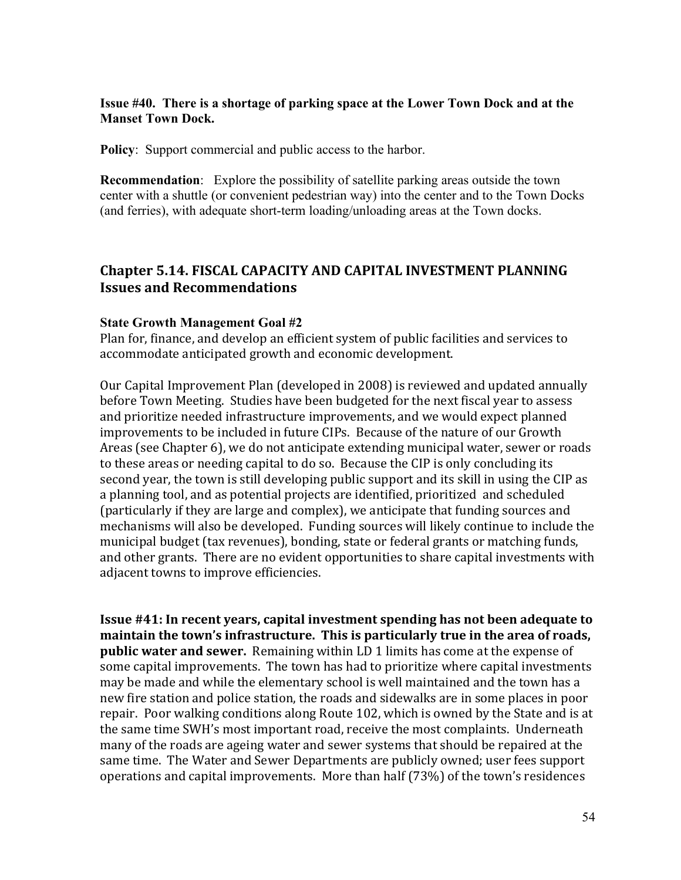**Issue #40. There is a shortage of parking space at the Lower Town Dock and at the Manset Town Dock.**

**Policy**: Support commercial and public access to the harbor.

**Recommendation**: Explore the possibility of satellite parking areas outside the town center with a shuttle (or convenient pedestrian way) into the center and to the Town Docks (and ferries), with adequate short-term loading/unloading areas at the Town docks.

## Chapter 5.14. FISCAL CAPACITY AND CAPITAL INVESTMENT PLANNING Issues and Recommendations

**State Growth Management Goal #2**

Plan for, finance, and develop an efficient system of public facilities and services to accommodate anticipated growth and economic development.

Our Capital Improvement Plan (developed in 2008) is reviewed and updated annually before Town Meeting. Studies have been budgeted for the next fiscal year to assess and prioritize needed infrastructure improvements, and we would expect planned improvements to be included in future CIPs. Because of the nature of our Growth Areas (see Chapter 6), we do not anticipate extending municipal water, sewer or roads to these areas or needing capital to do so. Because the CIP is only concluding its second year, the town is still developing public support and its skill in using the CIP as a planning tool, and as potential projects are identified, prioritized and scheduled (particularly if they are large and complex), we anticipate that funding sources and mechanisms will also be developed. Funding sources will likely continue to include the municipal budget (tax revenues), bonding, state or federal grants or matching funds, and other grants. There are no evident opportunities to share capital investments with adjacent towns to improve efficiencies.

**Issue #41: In recent years, capital investment spending has not been adequate to maintain the town's infrastructure. This is particularly true in the area of roads, public water and sewer.** Remaining within LD 1 limits has come at the expense of some capital improvements. The town has had to prioritize where capital investments may be made and while the elementary school is well maintained and the town has a new fire station and police station, the roads and sidewalks are in some places in poor repair. Poor walking conditions along Route 102, which is owned by the State and is at the same time SWH's most important road, receive the most complaints. Underneath many of the roads are ageing water and sewer systems that should be repaired at the same time. The Water and Sewer Departments are publicly owned; user fees support operations and capital improvements. More than half (73%) of the town's residences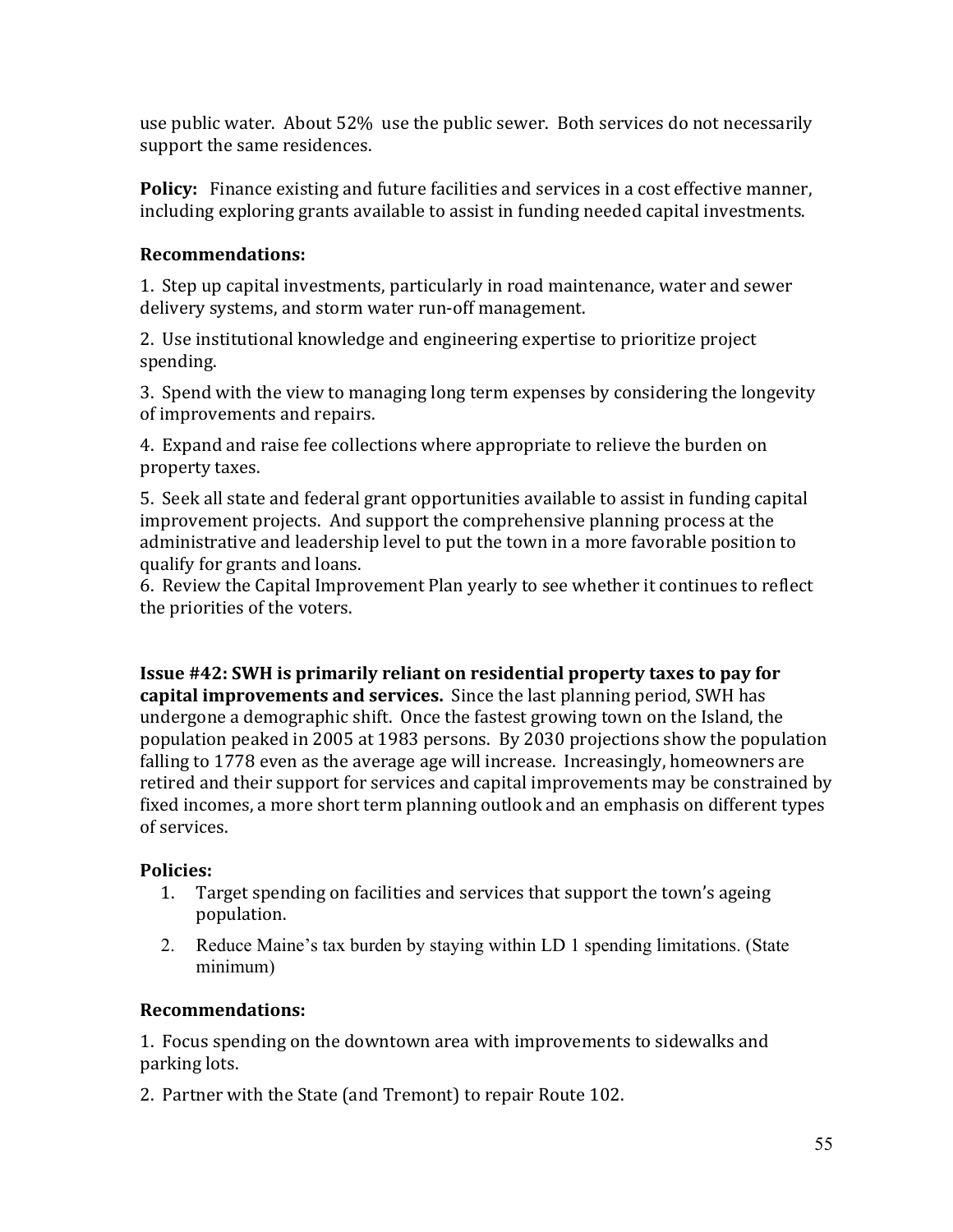use public water. About 52% use the public sewer. Both services do not necessarily support the same residences.

**Policy:** Finance existing and future facilities and services in a cost effective manner, including exploring grants available to assist in funding needed capital investments.

**Recommendations:**

1. Step up capital investments, particularly in road maintenance, water and sewer delivery systems, and storm water run-off management.

2. Use institutional knowledge and engineering expertise to prioritize project spending.

3. Spend with the view to managing long term expenses by considering the longevity of improvements and repairs.

4. Expand and raise fee collections where appropriate to relieve the burden on property taxes.

5. Seek all state and federal grant opportunities available to assist in funding capital improvement projects. And support the comprehensive planning process at the administrative and leadership level to put the town in a more favorable position to qualify for grants and loans.

6. Review the Capital Improvement Plan yearly to see whether it continues to reflect the priorities of the voters.

**Issue #42: SWH is primarily reliant on residential property taxes to pay for capital improvements and services.** Since the last planning period, SWH has undergone a demographic shift. Once the fastest growing town on the Island, the population peaked in 2005 at 1983 persons. By 2030 projections show the population falling to 1778 even as the average age will increase. Increasingly, homeowners are retired and their support for services and capital improvements may be constrained by fixed incomes, a more short term planning outlook and an emphasis on different types of services.

**Policies:**

1. Target spending on facilities and services that support the town's ageing population.
2. Reduce Maine's tax burden by staying within LD 1 spending limitations. (State minimum)

**Recommendations:**

1. Focus spending on the downtown area with improvements to sidewalks and parking lots.

2. Partner with the State (and Tremont) to repair Route 102.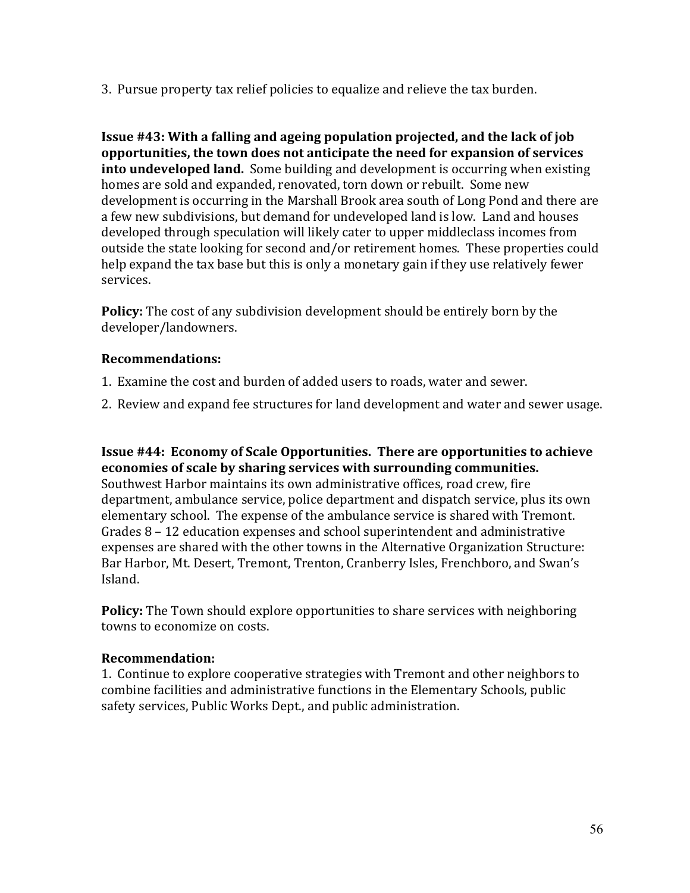3. Pursue property tax relief policies to equalize and relieve the tax burden.

**Issue #43: With a falling and ageing population projected, and the lack of job opportunities, the town does not anticipate the need for expansion of services into undeveloped land.** Some building and development is occurring when existing homes are sold and expanded, renovated, torn down or rebuilt. Some new development is occurring in the Marshall Brook area south of Long Pond and there are a few new subdivisions, but demand for undeveloped land is low. Land and houses developed through speculation will likely cater to upper middleclass incomes from outside the state looking for second and/or retirement homes. These properties could help expand the tax base but this is only a monetary gain if they use relatively fewer services.

**Policy:** The cost of any subdivision development should be entirely born by the developer/landowners.

**Recommendations:**

1. Examine the cost and burden of added users to roads, water and sewer.
2. Review and expand fee structures for land development and water and sewer usage.

**Issue #44: Economy of Scale Opportunities. There are opportunities to achieve economies of scale by sharing services with surrounding communities.** Southwest Harbor maintains its own administrative offices, road crew, fire department, ambulance service, police department and dispatch service, plus its own elementary school. The expense of the ambulance service is shared with Tremont. Grades 8 – 12 education expenses and school superintendent and administrative expenses are shared with the other towns in the Alternative Organization Structure: Bar Harbor, Mt. Desert, Tremont, Trenton, Cranberry Isles, Frenchboro, and Swan's Island.

**Policy:** The Town should explore opportunities to share services with neighboring towns to economize on costs.

**Recommendation:**

1. Continue to explore cooperative strategies with Tremont and other neighbors to combine facilities and administrative functions in the Elementary Schools, public safety services, Public Works Dept., and public administration.